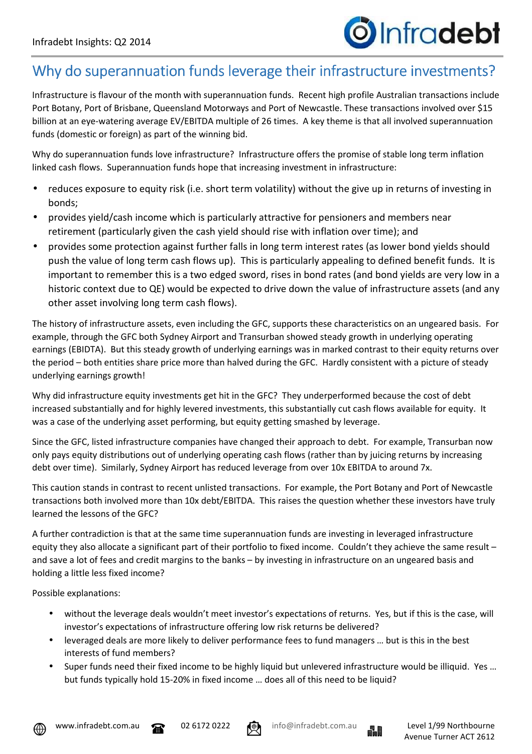# Why do superannuation funds leverage their infrastructure investments?

Infrastructure is flavour of the month with superannuation funds. Recent high profile Australian transactions include Port Botany, Port of Brisbane, Queensland Motorways and Port of Newcastle. These transactions involved over $15 billion at an eye-watering average EV/EBITDA multiple of 26 times. A key theme is that all involved superannuation funds (domestic or foreign) as part of the winning bid.

Why do superannuation funds love infrastructure? Infrastructure offers the promise of stable long term inflation linked cash flows. Superannuation funds hope that increasing investment in infrastructure:

- reduces exposure to equity risk (i.e. short term volatility) without the give up in returns of investing in bonds;
- provides yield/cash income which is particularly attractive for pensioners and members near retirement (particularly given the cash yield should rise with inflation over time); and
- provides some protection against further falls in long term interest rates (as lower bond yields should push the value of long term cash flows up). This is particularly appealing to defined benefit funds. It is important to remember this is a two edged sword, rises in bond rates (and bond yields are very low in a historic context due to QE) would be expected to drive down the value of infrastructure assets (and any other asset involving long term cash flows).

The history of infrastructure assets, even including the GFC, supports these characteristics on an ungeared basis. For example, through the GFC both Sydney Airport and Transurban showed steady growth in underlying operating earnings (EBIDTA). But this steady growth of underlying earnings was in marked contrast to their equity returns over the period – both entities share price more than halved during the GFC. Hardly consistent with a picture of steady underlying earnings growth!

Why did infrastructure equity investments get hit in the GFC? They underperformed because the cost of debt increased substantially and for highly levered investments, this substantially cut cash flows available for equity. It was a case of the underlying asset performing, but equity getting smashed by leverage.

Since the GFC, listed infrastructure companies have changed their approach to debt. For example, Transurban now only pays equity distributions out of underlying operating cash flows (rather than by juicing returns by increasing debt over time). Similarly, Sydney Airport has reduced leverage from over 10x EBITDA to around 7x.

This caution stands in contrast to recent unlisted transactions. For example, the Port Botany and Port of Newcastle transactions both involved more than 10x debt/EBITDA. This raises the question whether these investors have truly learned the lessons of the GFC?

A further contradiction is that at the same time superannuation funds are investing in leveraged infrastructure equity they also allocate a significant part of their portfolio to fixed income. Couldn't they achieve the same result – and save a lot of fees and credit margins to the banks – by investing in infrastructure on an ungeared basis and holding a little less fixed income?

Possible explanations:

- without the leverage deals wouldn't meet investor's expectations of returns. Yes, but if this is the case, will investor's expectations of infrastructure offering low risk returns be delivered?
- leveraged deals are more likely to deliver performance fees to fund managers … but is this in the best interests of fund members?
- Super funds need their fixed income to be highly liquid but unlevered infrastructure would be illiquid. Yes … but funds typically hold 15-20% in fixed income … does all of this need to be liquid?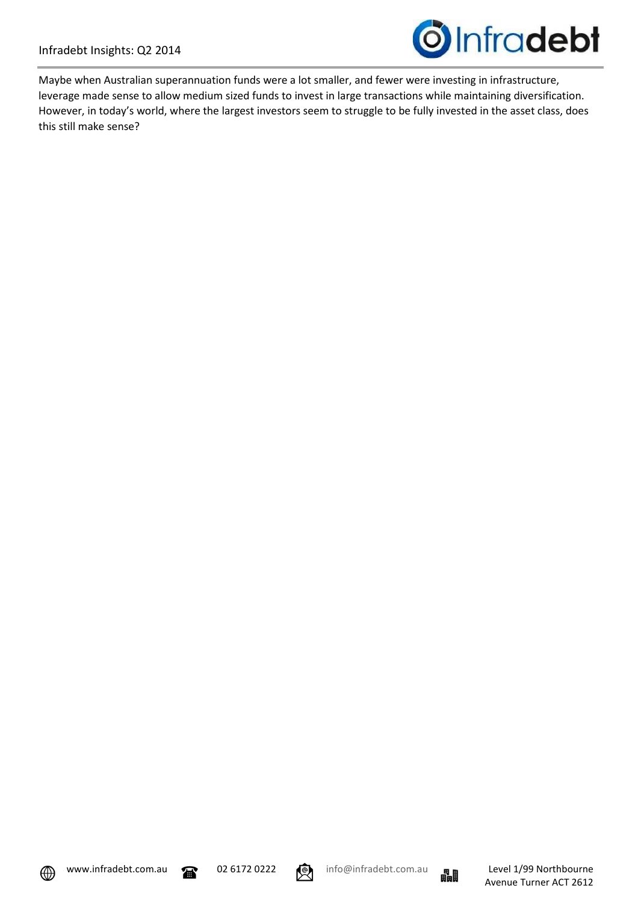Maybe when Australian superannuation funds were a lot smaller, and fewer were investing in infrastructure, leverage made sense to allow medium sized funds to invest in large transactions while maintaining diversification. However, in today's world, where the largest investors seem to struggle to be fully invested in the asset class, does this still make sense?